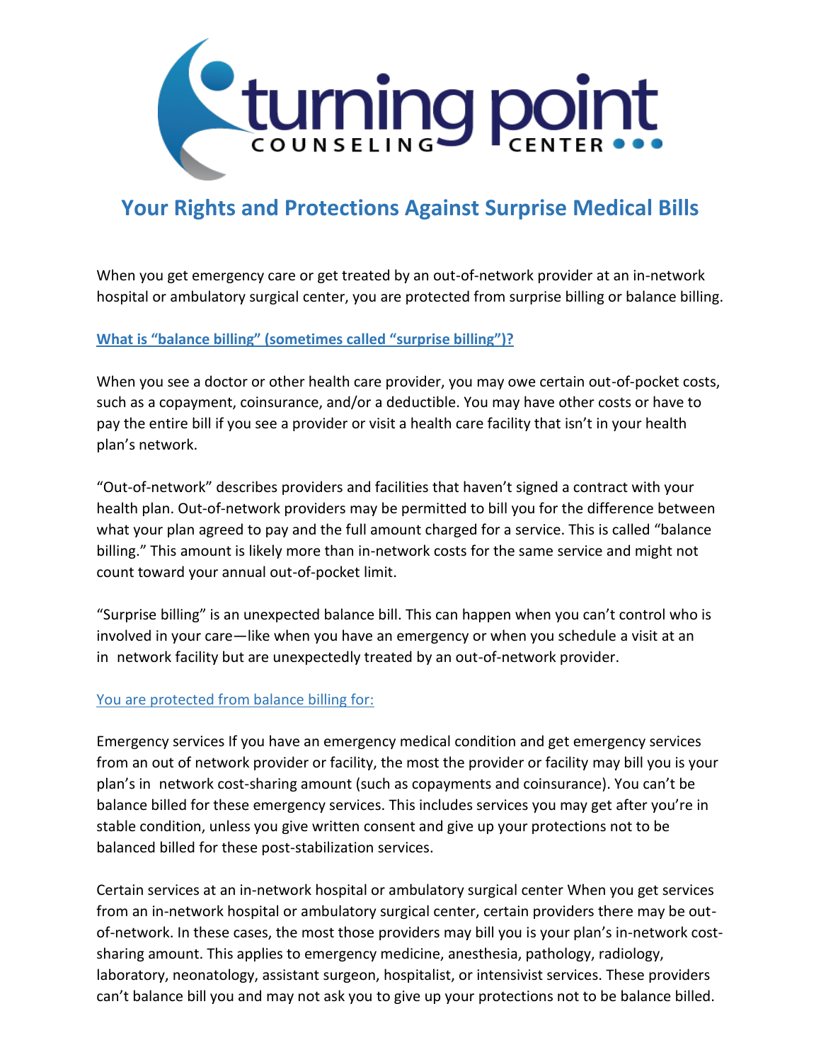# Your Rights and Protections Against Surprise Medical Bills

When you get emergency care or get treated by an out-of-network provider at an in-network hospital or ambulatory surgical center, you are protected from surprise billing or balance billing.

## What is "balance billing" (sometimes called "surprise billing")?

When you see a doctor or other health care provider, you may owe certain out-of-pocket costs, such as a copayment, coinsurance, and/or a deductible. You may have other costs or have to pay the entire bill if you see a provider or visit a health care facility that isn't in your health plan's network.

"Out-of-network" describes providers and facilities that haven't signed a contract with your health plan. Out-of-network providers may be permitted to bill you for the difference between what your plan agreed to pay and the full amount charged for a service. This is called "balance billing." This amount is likely more than in-network costs for the same service and might not count toward your annual out-of-pocket limit.

"Surprise billing" is an unexpected balance bill. This can happen when you can't control who is involved in your care—like when you have an emergency or when you schedule a visit at an in network facility but are unexpectedly treated by an out-of-network provider.

## You are protected from balance billing for:

Emergency services If you have an emergency medical condition and get emergency services from an out of network provider or facility, the most the provider or facility may bill you is your plan's in network cost-sharing amount (such as copayments and coinsurance). You can't be balance billed for these emergency services. This includes services you may get after you're in stable condition, unless you give written consent and give up your protections not to be balanced billed for these post-stabilization services.

Certain services at an in-network hospital or ambulatory surgical center When you get services from an in-network hospital or ambulatory surgical center, certain providers there may be out-of-network. In these cases, the most those providers may bill you is your plan's in-network cost-sharing amount. This applies to emergency medicine, anesthesia, pathology, radiology, laboratory, neonatology, assistant surgeon, hospitalist, or intensivist services. These providers can't balance bill you and may not ask you to give up your protections not to be balance billed.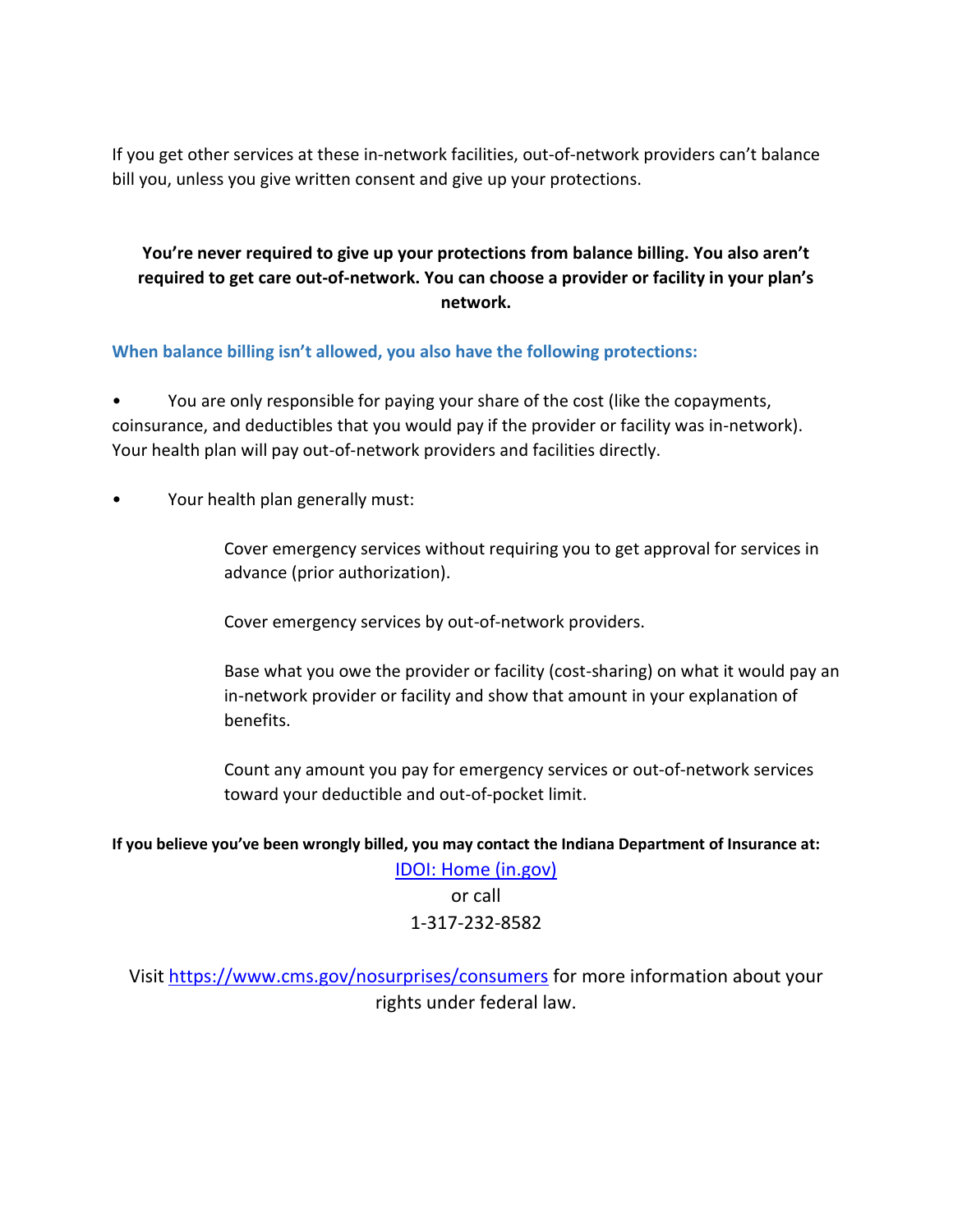If you get other services at these in-network facilities, out-of-network providers can't balance bill you, unless you give written consent and give up your protections.

**You're never required to give up your protections from balance billing. You also aren't required to get care out-of-network. You can choose a provider or facility in your plan's network.**

### When balance billing isn't allowed, you also have the following protections:

- You are only responsible for paying your share of the cost (like the copayments, coinsurance, and deductibles that you would pay if the provider or facility was in-network). Your health plan will pay out-of-network providers and facilities directly.

- Your health plan generally must:

    Cover emergency services without requiring you to get approval for services in advance (prior authorization).

    Cover emergency services by out-of-network providers.

    Base what you owe the provider or facility (cost-sharing) on what it would pay an in-network provider or facility and show that amount in your explanation of benefits.

    Count any amount you pay for emergency services or out-of-network services toward your deductible and out-of-pocket limit.

**If you believe you've been wrongly billed, you may contact the Indiana Department of Insurance at:**

IDOI: Home (in.gov)

or call

1-317-232-8582

Visit https://www.cms.gov/nosurprises/consumers for more information about your rights under federal law.